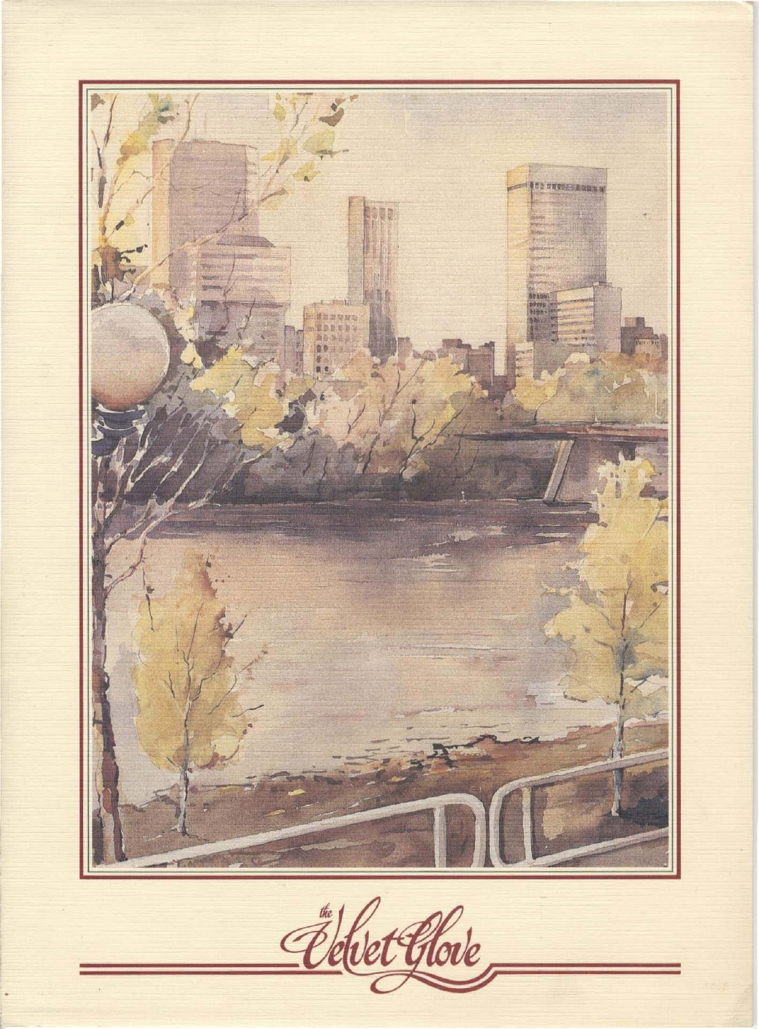*the* Velvet Glove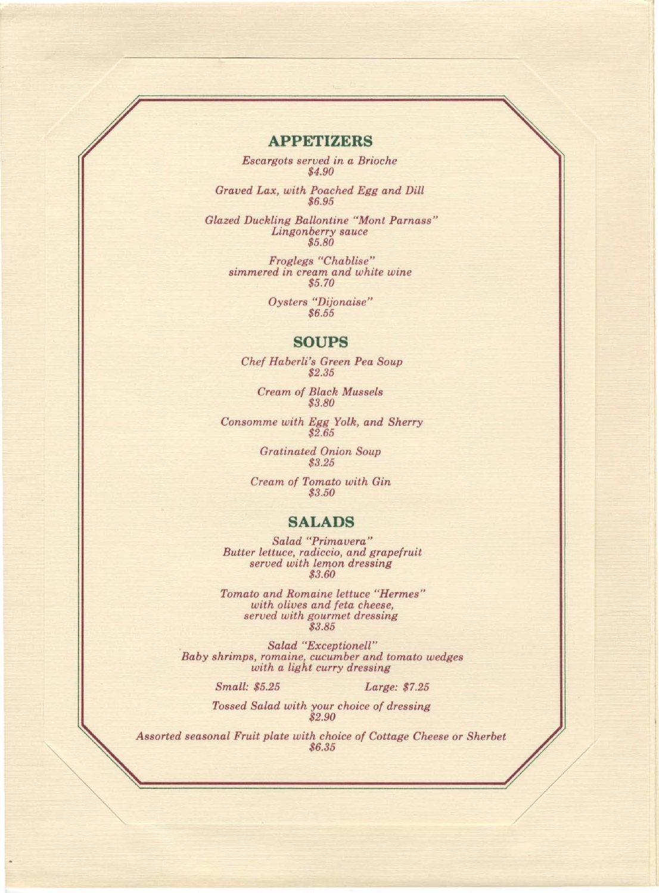## APPETIZERS

*Escargots served in a Brioche*
*$4.90*

*Graved Lax, with Poached Egg and Dill*
*$6.95*

*Glazed Duckling Ballontine "Mont Parnass"*
*Lingonberry sauce*
*$5.80*

*Froglegs "Chablise"*
*simmered in cream and white wine*
*$5.70*

*Oysters "Dijonaise"*
*$6.55*

## SOUPS

*Chef Haberli's Green Pea Soup*
*$2.35*

*Cream of Black Mussels*
*$3.80*

*Consomme with Egg Yolk, and Sherry*
*$2.65*

*Gratinated Onion Soup*
*$3.25*

*Cream of Tomato with Gin*
*$3.50*

## SALADS

*Salad "Primavera"*
*Butter lettuce, radiccio, and grapefruit*
*served with lemon dressing*
*$3.60*

*Tomato and Romaine lettuce "Hermes"*
*with olives and feta cheese,*
*served with gourmet dressing*
*$3.85*

*Salad "Exceptionell"*
*Baby shrimps, romaine, cucumber and tomato wedges*
*with a light curry dressing*

*Small: $5.25* *Large: $7.25*

*Tossed Salad with your choice of dressing*
*$2.90*

*Assorted seasonal Fruit plate with choice of Cottage Cheese or Sherbet*
*$6.35*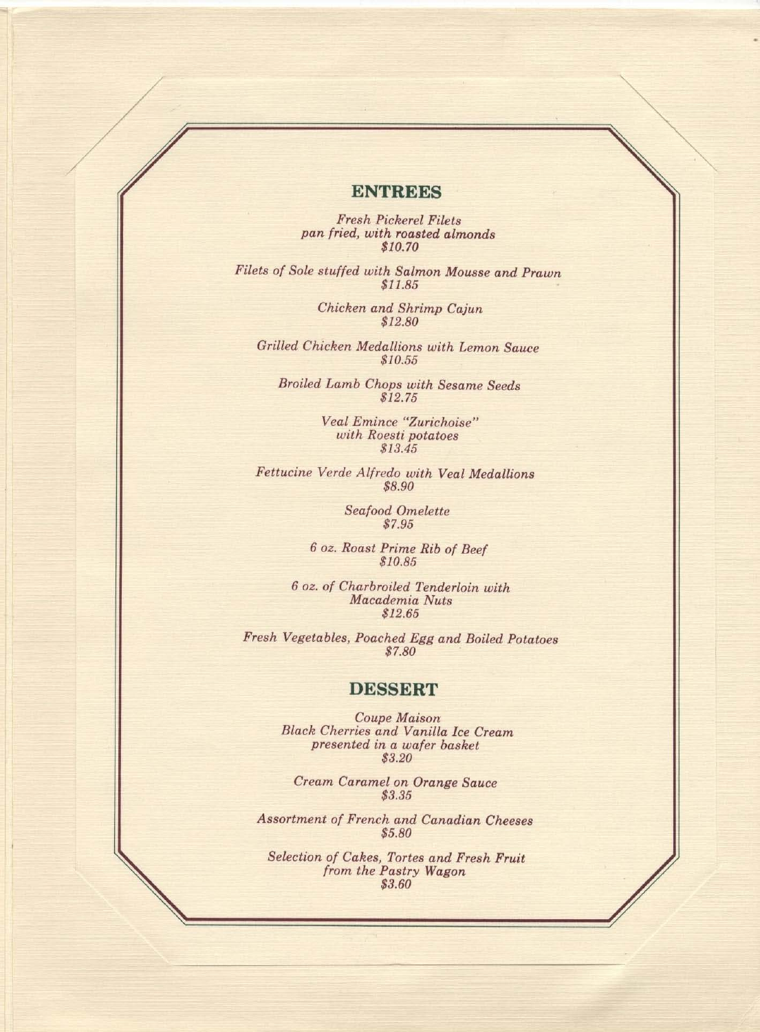## ENTREES

*Fresh Pickerel Filets*
*pan fried, with roasted almonds*
*$10.70*

*Filets of Sole stuffed with Salmon Mousse and Prawn*
*$11.85*

*Chicken and Shrimp Cajun*
*$12.80*

*Grilled Chicken Medallions with Lemon Sauce*
*$10.55*

*Broiled Lamb Chops with Sesame Seeds*
*$12.75*

*Veal Emince "Zurichoise"*
*with Roesti potatoes*
*$13.45*

*Fettucine Verde Alfredo with Veal Medallions*
*$8.90*

*Seafood Omelette*
*$7.95*

*6 oz. Roast Prime Rib of Beef*
*$10.85*

*6 oz. of Charbroiled Tenderloin with*
*Macadamia Nuts*
*$12.65*

*Fresh Vegetables, Poached Egg and Boiled Potatoes*
*$7.80*

## DESSERT

*Coupe Maison*
*Black Cherries and Vanilla Ice Cream*
*presented in a wafer basket*
*$3.20*

*Cream Caramel on Orange Sauce*
*$3.35*

*Assortment of French and Canadian Cheeses*
*$5.80*

*Selection of Cakes, Tortes and Fresh Fruit*
*from the Pastry Wagon*
*$3.60*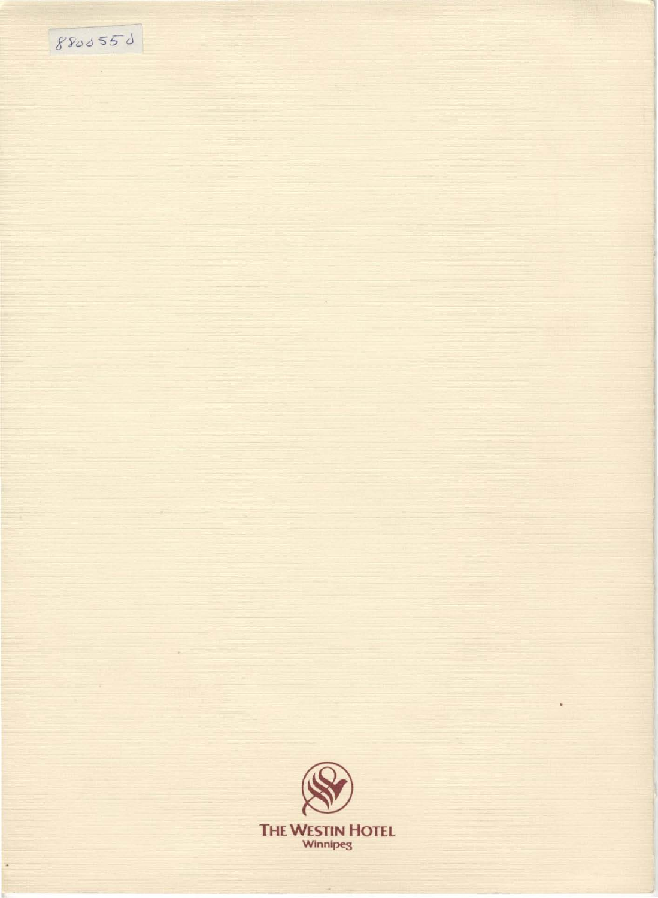8800550

THE WESTIN HOTEL
Winnipeg